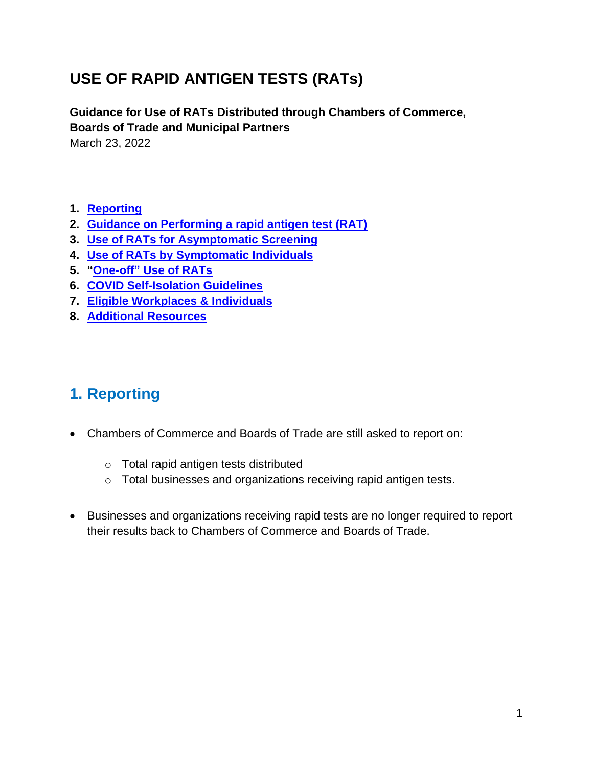# USE OF RAPID ANTIGEN TESTS (RATs)

**Guidance for Use of RATs Distributed through Chambers of Commerce, Boards of Trade and Municipal Partners**
March 23, 2022

1. **Reporting**
2. **Guidance on Performing a rapid antigen test (RAT)**
3. **Use of RATs for Asymptomatic Screening**
4. **Use of RATs by Symptomatic Individuals**
5. **"One-off" Use of RATs**
6. **COVID Self-Isolation Guidelines**
7. **Eligible Workplaces & Individuals**
8. **Additional Resources**

## 1. Reporting

- Chambers of Commerce and Boards of Trade are still asked to report on:
    - Total rapid antigen tests distributed
    - Total businesses and organizations receiving rapid antigen tests.
- Businesses and organizations receiving rapid tests are no longer required to report their results back to Chambers of Commerce and Boards of Trade.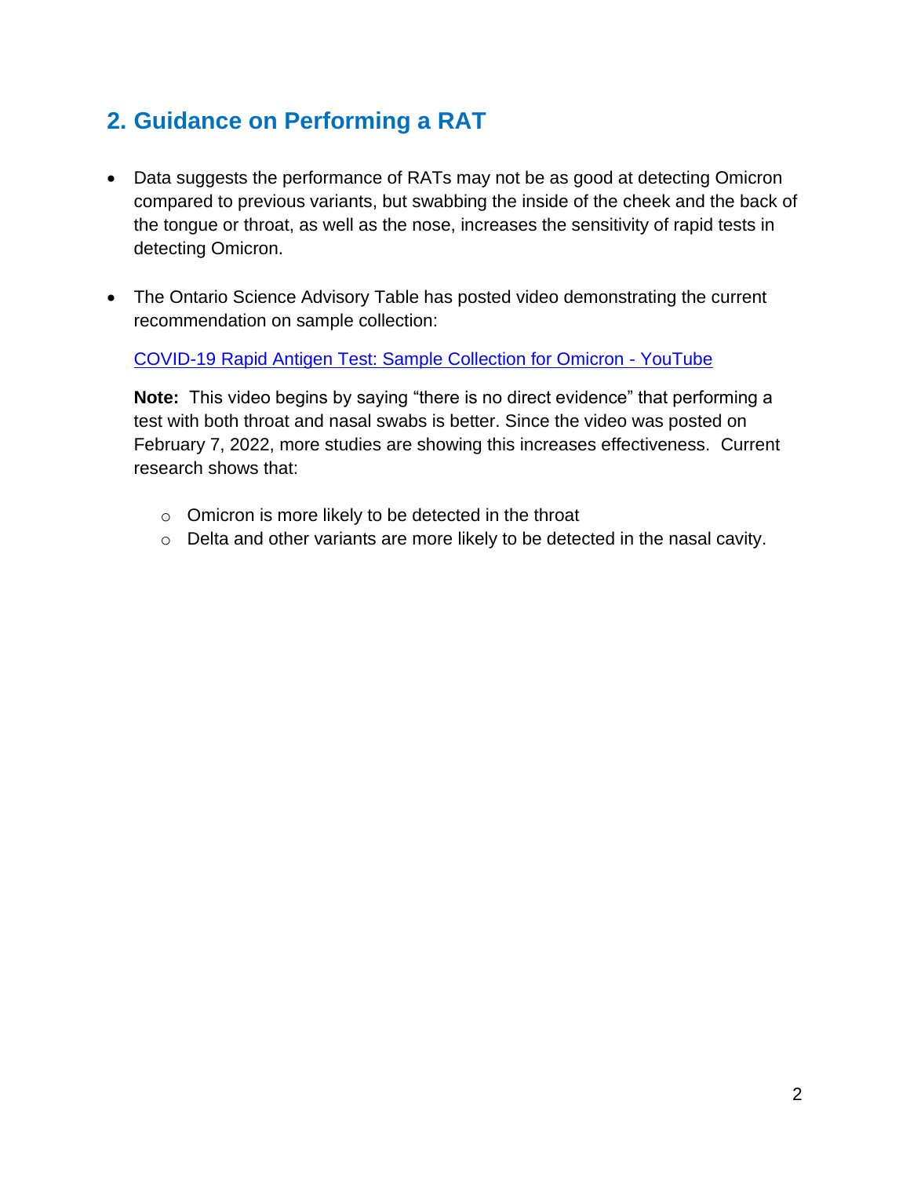## 2. Guidance on Performing a RAT

- Data suggests the performance of RATs may not be as good at detecting Omicron compared to previous variants, but swabbing the inside of the cheek and the back of the tongue or throat, as well as the nose, increases the sensitivity of rapid tests in detecting Omicron.

- The Ontario Science Advisory Table has posted video demonstrating the current recommendation on sample collection:

  [COVID-19 Rapid Antigen Test: Sample Collection for Omicron - YouTube]()

  **Note:** This video begins by saying "there is no direct evidence" that performing a test with both throat and nasal swabs is better. Since the video was posted on February 7, 2022, more studies are showing this increases effectiveness. Current research shows that:

  - Omicron is more likely to be detected in the throat
  - Delta and other variants are more likely to be detected in the nasal cavity.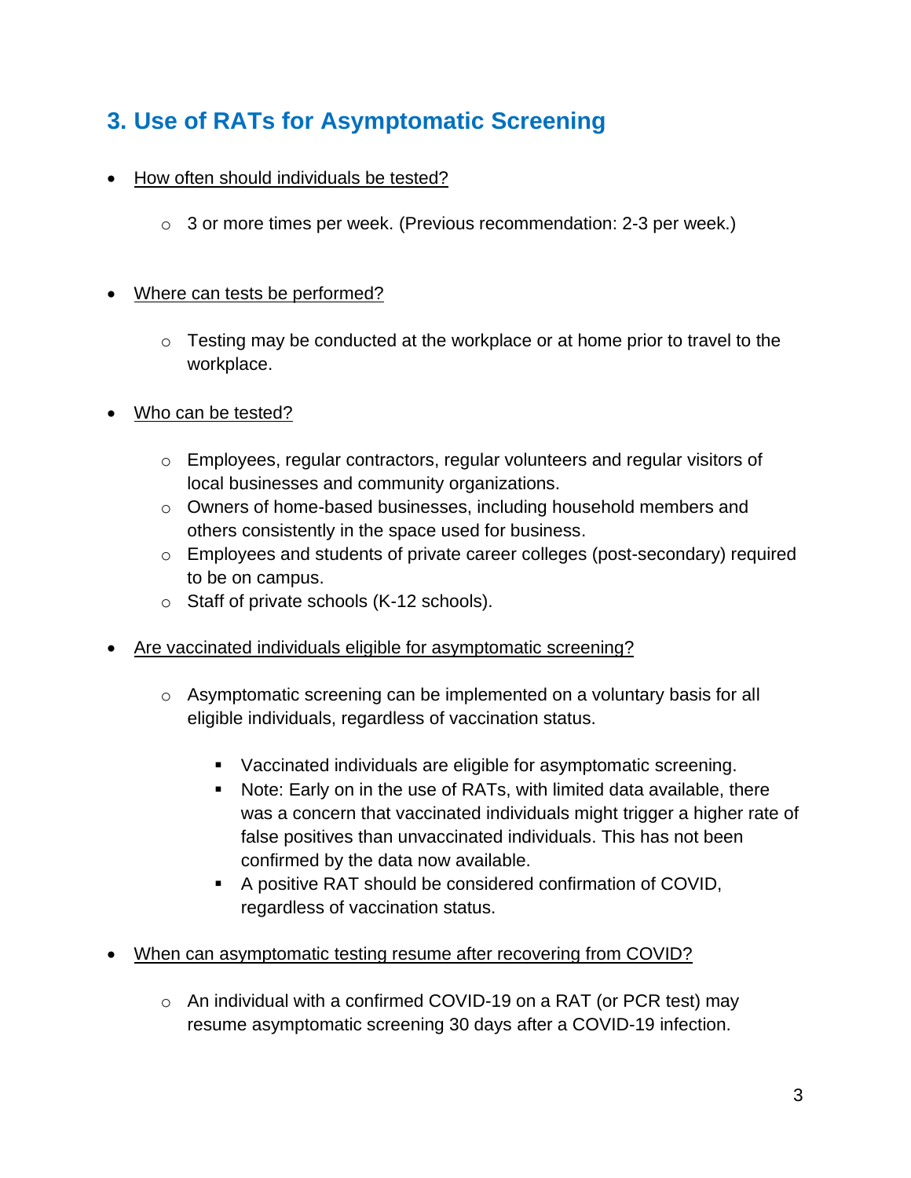## 3. Use of RATs for Asymptomatic Screening

- <u>How often should individuals be tested?</u>
  - 3 or more times per week. (Previous recommendation: 2-3 per week.)

- <u>Where can tests be performed?</u>
  - Testing may be conducted at the workplace or at home prior to travel to the workplace.

- <u>Who can be tested?</u>
  - Employees, regular contractors, regular volunteers and regular visitors of local businesses and community organizations.
  - Owners of home-based businesses, including household members and others consistently in the space used for business.
  - Employees and students of private career colleges (post-secondary) required to be on campus.
  - Staff of private schools (K-12 schools).

- <u>Are vaccinated individuals eligible for asymptomatic screening?</u>
  - Asymptomatic screening can be implemented on a voluntary basis for all eligible individuals, regardless of vaccination status.
    - Vaccinated individuals are eligible for asymptomatic screening.
    - Note: Early on in the use of RATs, with limited data available, there was a concern that vaccinated individuals might trigger a higher rate of false positives than unvaccinated individuals. This has not been confirmed by the data now available.
    - A positive RAT should be considered confirmation of COVID, regardless of vaccination status.

- <u>When can asymptomatic testing resume after recovering from COVID?</u>
  - An individual with a confirmed COVID-19 on a RAT (or PCR test) may resume asymptomatic screening 30 days after a COVID-19 infection.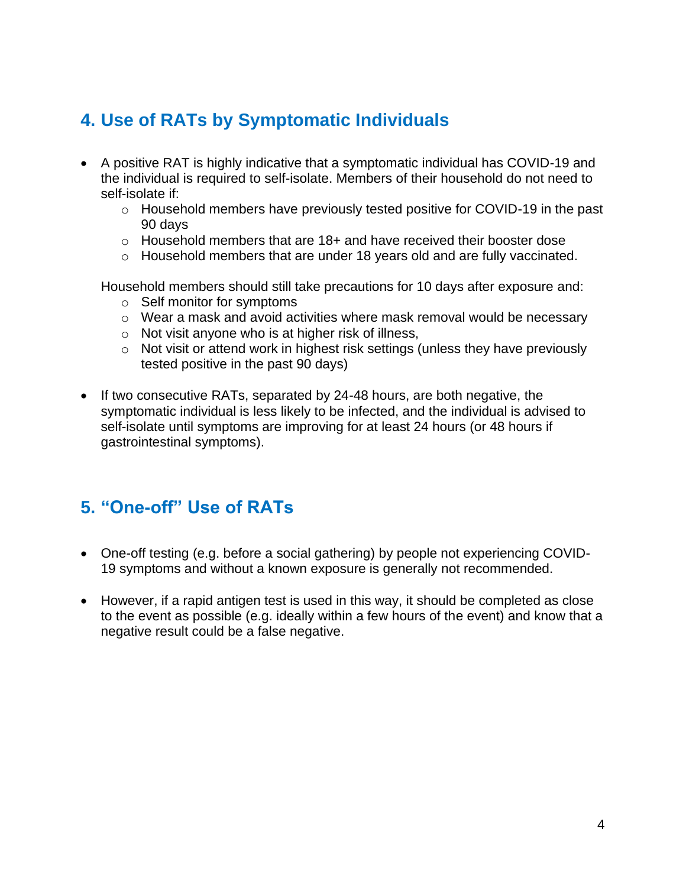## 4. Use of RATs by Symptomatic Individuals

- A positive RAT is highly indicative that a symptomatic individual has COVID-19 and the individual is required to self-isolate. Members of their household do not need to self-isolate if:
  - Household members have previously tested positive for COVID-19 in the past 90 days
  - Household members that are 18+ and have received their booster dose
  - Household members that are under 18 years old and are fully vaccinated.

  Household members should still take precautions for 10 days after exposure and:
  - Self monitor for symptoms
  - Wear a mask and avoid activities where mask removal would be necessary
  - Not visit anyone who is at higher risk of illness,
  - Not visit or attend work in highest risk settings (unless they have previously tested positive in the past 90 days)

- If two consecutive RATs, separated by 24-48 hours, are both negative, the symptomatic individual is less likely to be infected, and the individual is advised to self-isolate until symptoms are improving for at least 24 hours (or 48 hours if gastrointestinal symptoms).

## 5. "One-off" Use of RATs

- One-off testing (e.g. before a social gathering) by people not experiencing COVID-19 symptoms and without a known exposure is generally not recommended.

- However, if a rapid antigen test is used in this way, it should be completed as close to the event as possible (e.g. ideally within a few hours of the event) and know that a negative result could be a false negative.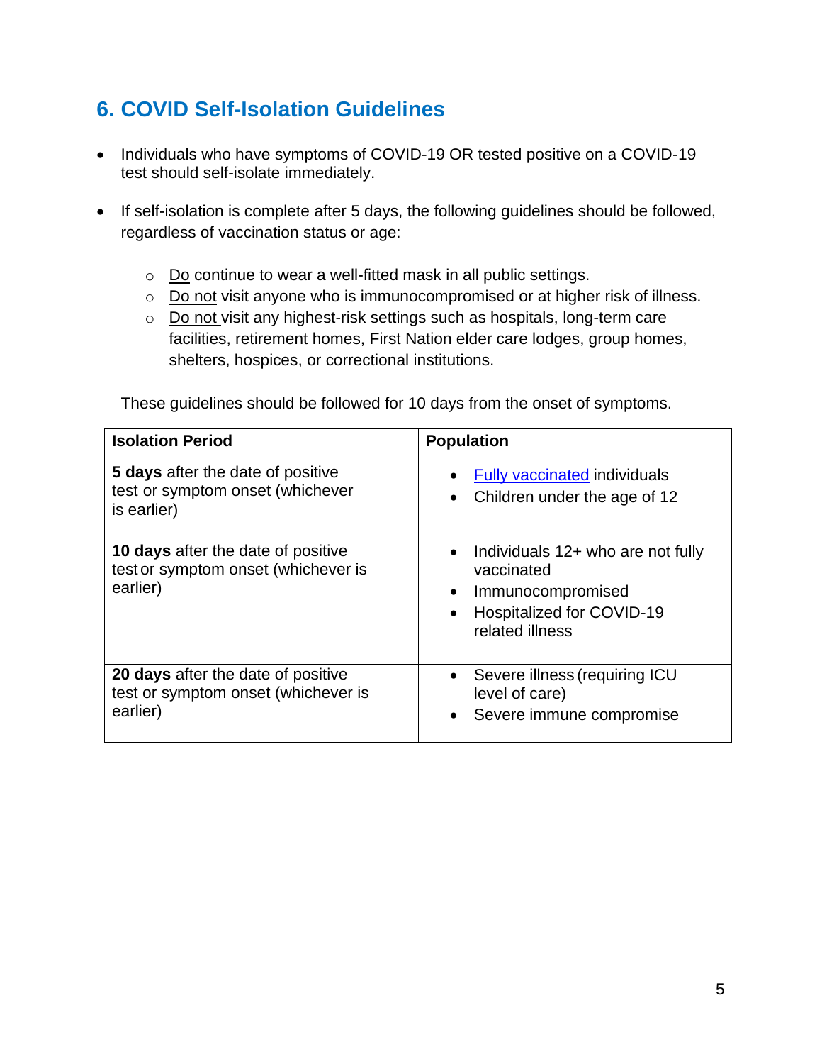## 6. COVID Self-Isolation Guidelines

- Individuals who have symptoms of COVID-19 OR tested positive on a COVID-19 test should self-isolate immediately.

- If self-isolation is complete after 5 days, the following guidelines should be followed, regardless of vaccination status or age:

    - Do continue to wear a well-fitted mask in all public settings.
    - Do not visit anyone who is immunocompromised or at higher risk of illness.
    - Do not visit any highest-risk settings such as hospitals, long-term care facilities, retirement homes, First Nation elder care lodges, group homes, shelters, hospices, or correctional institutions.

  These guidelines should be followed for 10 days from the onset of symptoms.

| Isolation Period | Population |
|---|---|
| **5 days** after the date of positive test or symptom onset (whichever is earlier) | • Fully vaccinated individuals<br>• Children under the age of 12 |
| **10 days** after the date of positive test or symptom onset (whichever is earlier) | • Individuals 12+ who are not fully vaccinated<br>• Immunocompromised<br>• Hospitalized for COVID-19 related illness |
| **20 days** after the date of positive test or symptom onset (whichever is earlier) | • Severe illness (requiring ICU level of care)<br>• Severe immune compromise |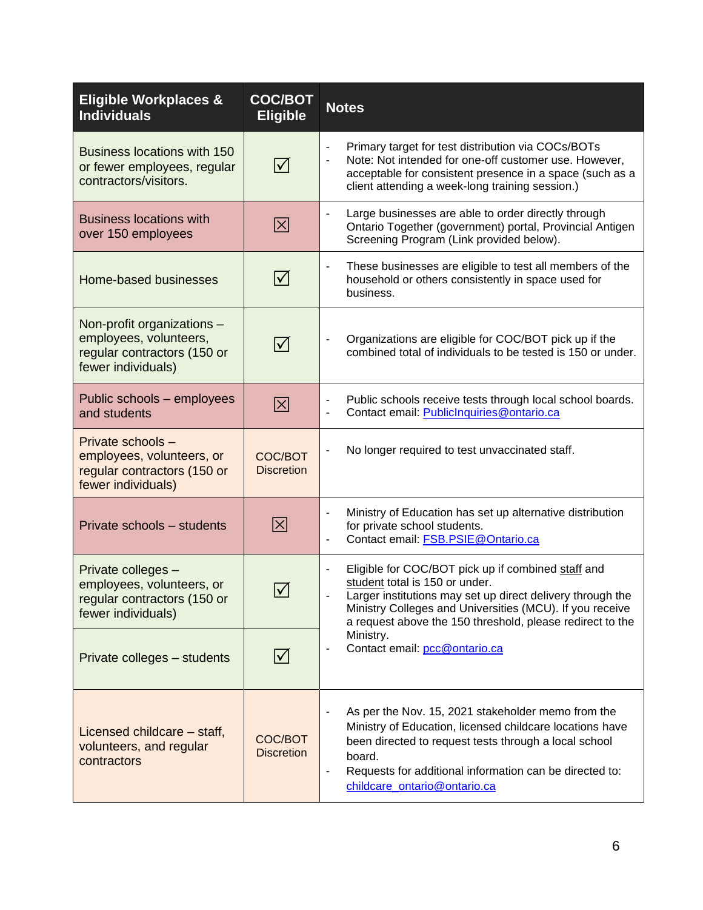| Eligible Workplaces & Individuals | COC/BOT Eligible | Notes |
|---|---|---|
| Business locations with 150 or fewer employees, regular contractors/visitors. | ☑ | - Primary target for test distribution via COCs/BOTs<br>- Note: Not intended for one-off customer use. However, acceptable for consistent presence in a space (such as a client attending a week-long training session.) |
| Business locations with over 150 employees | ☒ | - Large businesses are able to order directly through Ontario Together (government) portal, Provincial Antigen Screening Program (Link provided below). |
| Home-based businesses | ☑ | - These businesses are eligible to test all members of the household or others consistently in space used for business. |
| Non-profit organizations – employees, volunteers, regular contractors (150 or fewer individuals) | ☑ | - Organizations are eligible for COC/BOT pick up if the combined total of individuals to be tested is 150 or under. |
| Public schools – employees and students | ☒ | - Public schools receive tests through local school boards.<br>- Contact email: PublicInquiries@ontario.ca |
| Private schools – employees, volunteers, or regular contractors (150 or fewer individuals) | COC/BOT Discretion | - No longer required to test unvaccinated staff. |
| Private schools – students | ☒ | - Ministry of Education has set up alternative distribution for private school students.<br>- Contact email: FSB.PSIE@Ontario.ca |
| Private colleges – employees, volunteers, or regular contractors (150 or fewer individuals) | ☑ | - Eligible for COC/BOT pick up if combined staff and student total is 150 or under.<br>- Larger institutions may set up direct delivery through the Ministry Colleges and Universities (MCU). If you receive a request above the 150 threshold, please redirect to the Ministry.<br>- Contact email: pcc@ontario.ca |
| Private colleges – students | ☑ | |
| Licensed childcare – staff, volunteers, and regular contractors | COC/BOT Discretion | - As per the Nov. 15, 2021 stakeholder memo from the Ministry of Education, licensed childcare locations have been directed to request tests through a local school board.<br>- Requests for additional information can be directed to: childcare_ontario@ontario.ca |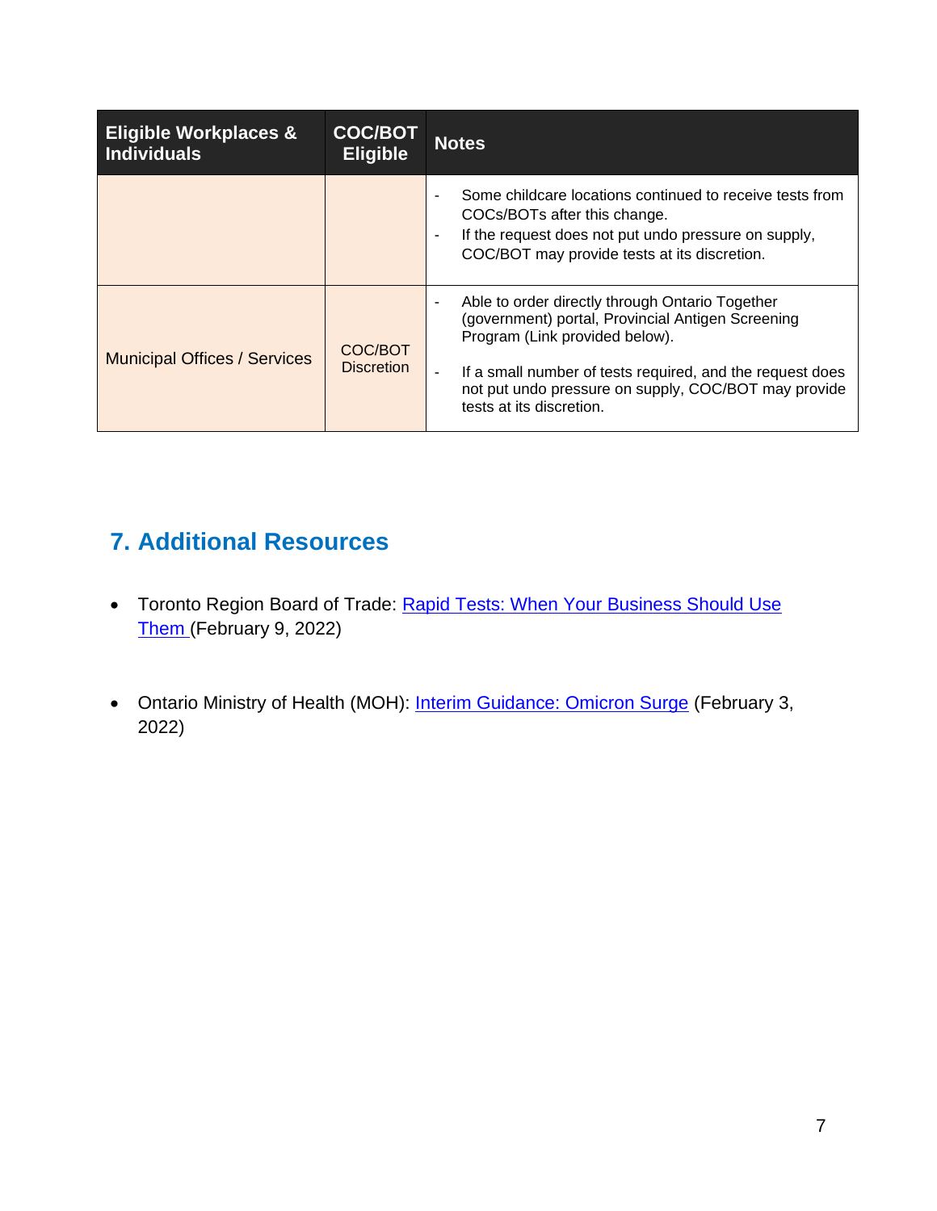| Eligible Workplaces & Individuals | COC/BOT Eligible | Notes |
|---|---|---|
| | | - Some childcare locations continued to receive tests from COCs/BOTs after this change.<br>- If the request does not put undo pressure on supply, COC/BOT may provide tests at its discretion. |
| Municipal Offices / Services | COC/BOT Discretion | - Able to order directly through Ontario Together (government) portal, Provincial Antigen Screening Program (Link provided below).<br>- If a small number of tests required, and the request does not put undo pressure on supply, COC/BOT may provide tests at its discretion. |

## 7. Additional Resources

- Toronto Region Board of Trade: Rapid Tests: When Your Business Should Use Them (February 9, 2022)

- Ontario Ministry of Health (MOH): Interim Guidance: Omicron Surge (February 3, 2022)